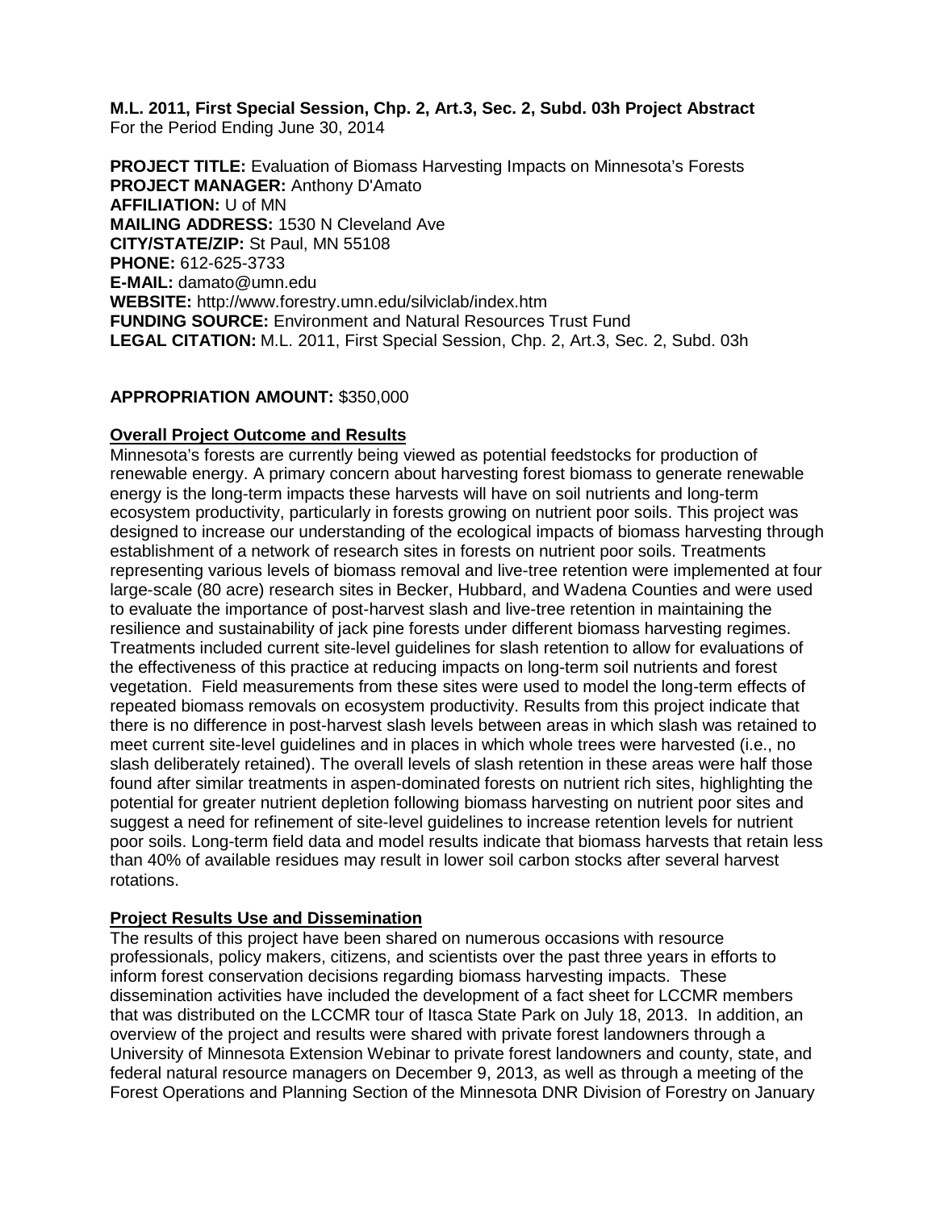**M.L. 2011, First Special Session, Chp. 2, Art.3, Sec. 2, Subd. 03h Project Abstract**
For the Period Ending June 30, 2014

**PROJECT TITLE:** Evaluation of Biomass Harvesting Impacts on Minnesota's Forests
**PROJECT MANAGER:** Anthony D'Amato
**AFFILIATION:** U of MN
**MAILING ADDRESS:** 1530 N Cleveland Ave
**CITY/STATE/ZIP:** St Paul, MN 55108
**PHONE:** 612-625-3733
**E-MAIL:** damato@umn.edu
**WEBSITE:** http://www.forestry.umn.edu/silviclab/index.htm
**FUNDING SOURCE:** Environment and Natural Resources Trust Fund
**LEGAL CITATION:** M.L. 2011, First Special Session, Chp. 2, Art.3, Sec. 2, Subd. 03h

**APPROPRIATION AMOUNT:** $350,000

**Overall Project Outcome and Results**

Minnesota's forests are currently being viewed as potential feedstocks for production of renewable energy. A primary concern about harvesting forest biomass to generate renewable energy is the long-term impacts these harvests will have on soil nutrients and long-term ecosystem productivity, particularly in forests growing on nutrient poor soils. This project was designed to increase our understanding of the ecological impacts of biomass harvesting through establishment of a network of research sites in forests on nutrient poor soils. Treatments representing various levels of biomass removal and live-tree retention were implemented at four large-scale (80 acre) research sites in Becker, Hubbard, and Wadena Counties and were used to evaluate the importance of post-harvest slash and live-tree retention in maintaining the resilience and sustainability of jack pine forests under different biomass harvesting regimes. Treatments included current site-level guidelines for slash retention to allow for evaluations of the effectiveness of this practice at reducing impacts on long-term soil nutrients and forest vegetation. Field measurements from these sites were used to model the long-term effects of repeated biomass removals on ecosystem productivity. Results from this project indicate that there is no difference in post-harvest slash levels between areas in which slash was retained to meet current site-level guidelines and in places in which whole trees were harvested (i.e., no slash deliberately retained). The overall levels of slash retention in these areas were half those found after similar treatments in aspen-dominated forests on nutrient rich sites, highlighting the potential for greater nutrient depletion following biomass harvesting on nutrient poor sites and suggest a need for refinement of site-level guidelines to increase retention levels for nutrient poor soils. Long-term field data and model results indicate that biomass harvests that retain less than 40% of available residues may result in lower soil carbon stocks after several harvest rotations.

**Project Results Use and Dissemination**

The results of this project have been shared on numerous occasions with resource professionals, policy makers, citizens, and scientists over the past three years in efforts to inform forest conservation decisions regarding biomass harvesting impacts. These dissemination activities have included the development of a fact sheet for LCCMR members that was distributed on the LCCMR tour of Itasca State Park on July 18, 2013. In addition, an overview of the project and results were shared with private forest landowners through a University of Minnesota Extension Webinar to private forest landowners and county, state, and federal natural resource managers on December 9, 2013, as well as through a meeting of the Forest Operations and Planning Section of the Minnesota DNR Division of Forestry on January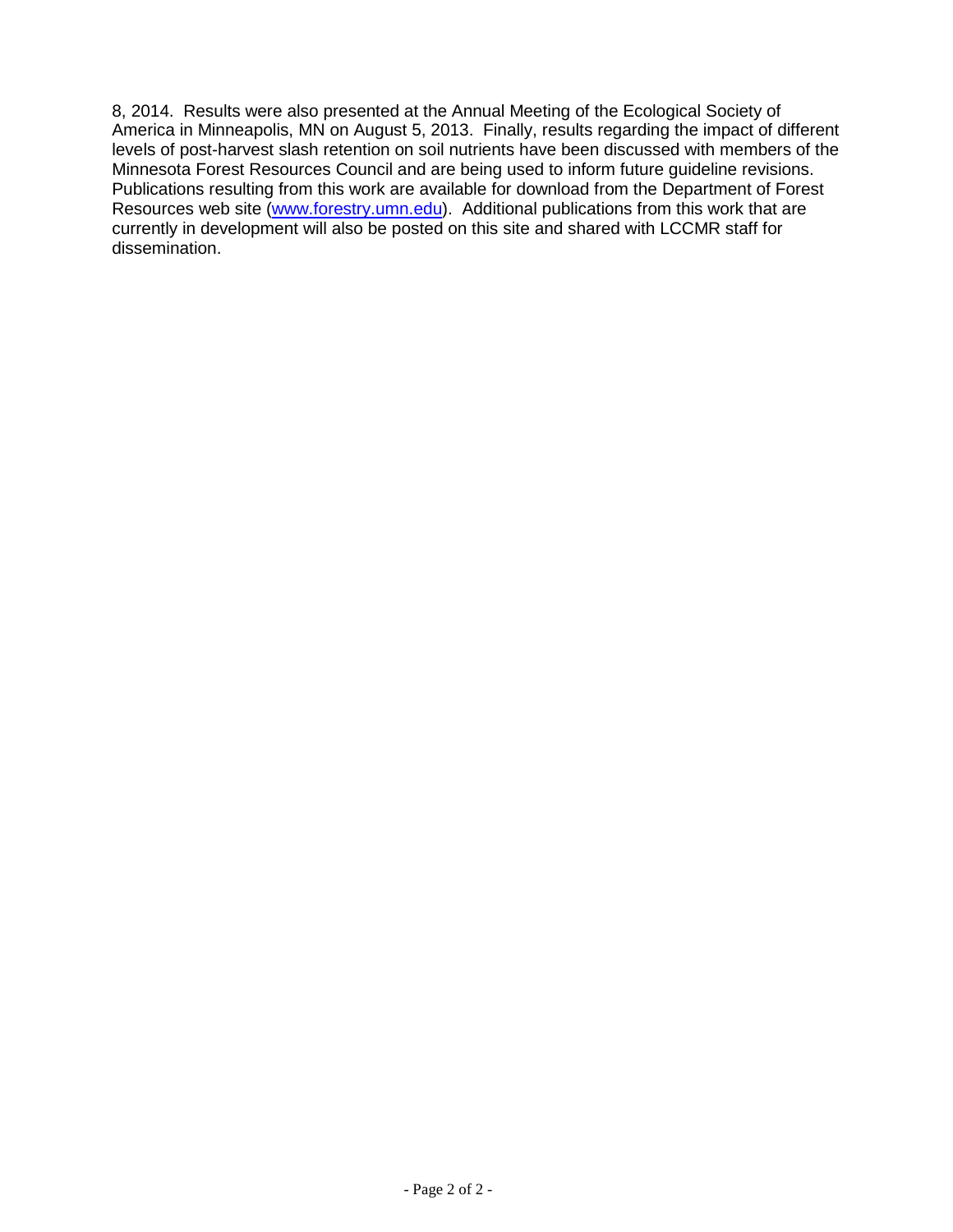8, 2014. Results were also presented at the Annual Meeting of the Ecological Society of America in Minneapolis, MN on August 5, 2013. Finally, results regarding the impact of different levels of post-harvest slash retention on soil nutrients have been discussed with members of the Minnesota Forest Resources Council and are being used to inform future guideline revisions. Publications resulting from this work are available for download from the Department of Forest Resources web site (www.forestry.umn.edu). Additional publications from this work that are currently in development will also be posted on this site and shared with LCCMR staff for dissemination.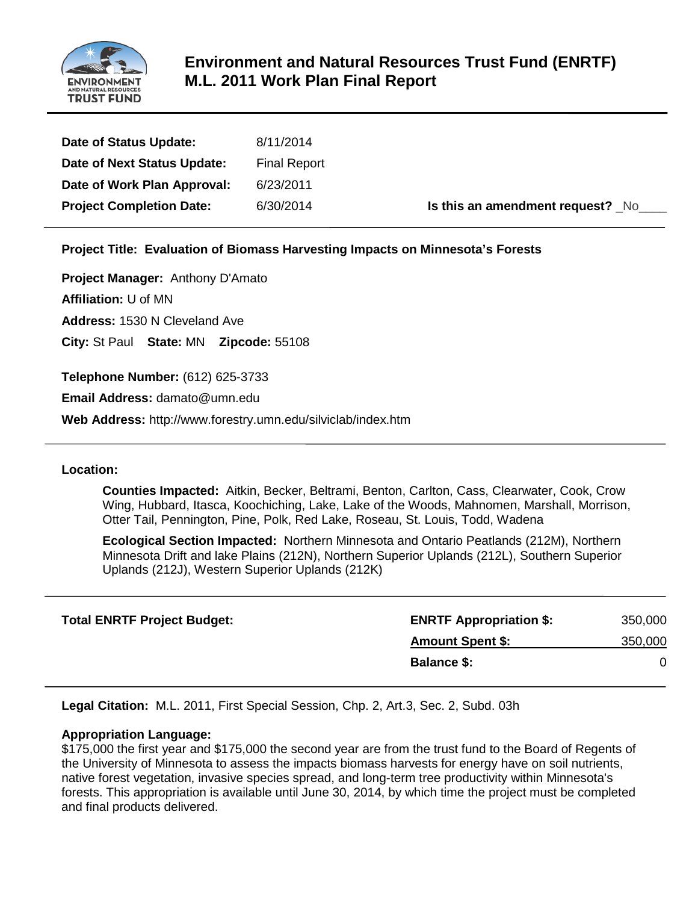# Environment and Natural Resources Trust Fund (ENRTF) M.L. 2011 Work Plan Final Report

**Date of Status Update:** 8/11/2014

**Date of Next Status Update:** Final Report

**Date of Work Plan Approval:** 6/23/2011

**Project Completion Date:** 6/30/2014

**Is this an amendment request?** _No____

---

**Project Title: Evaluation of Biomass Harvesting Impacts on Minnesota's Forests**

**Project Manager:** Anthony D'Amato

**Affiliation:** U of MN

**Address:** 1530 N Cleveland Ave

**City:** St Paul **State:** MN **Zipcode:** 55108

**Telephone Number:** (612) 625-3733

**Email Address:** damato@umn.edu

**Web Address:** http://www.forestry.umn.edu/silviclab/index.htm

---

**Location:**

**Counties Impacted:** Aitkin, Becker, Beltrami, Benton, Carlton, Cass, Clearwater, Cook, Crow Wing, Hubbard, Itasca, Koochiching, Lake, Lake of the Woods, Mahnomen, Marshall, Morrison, Otter Tail, Pennington, Pine, Polk, Red Lake, Roseau, St. Louis, Todd, Wadena

**Ecological Section Impacted:** Northern Minnesota and Ontario Peatlands (212M), Northern Minnesota Drift and lake Plains (212N), Northern Superior Uplands (212L), Southern Superior Uplands (212J), Western Superior Uplands (212K)

---

| **Total ENRTF Project Budget:** | | |
|---|---|---|
| | **ENRTF Appropriation $:** | 350,000 |
| | **Amount Spent $:** | 350,000 |
| | **Balance $:** | 0 |

---

**Legal Citation:** M.L. 2011, First Special Session, Chp. 2, Art.3, Sec. 2, Subd. 03h

**Appropriation Language:**
$175,000 the first year and $175,000 the second year are from the trust fund to the Board of Regents of the University of Minnesota to assess the impacts biomass harvests for energy have on soil nutrients, native forest vegetation, invasive species spread, and long-term tree productivity within Minnesota's forests. This appropriation is available until June 30, 2014, by which time the project must be completed and final products delivered.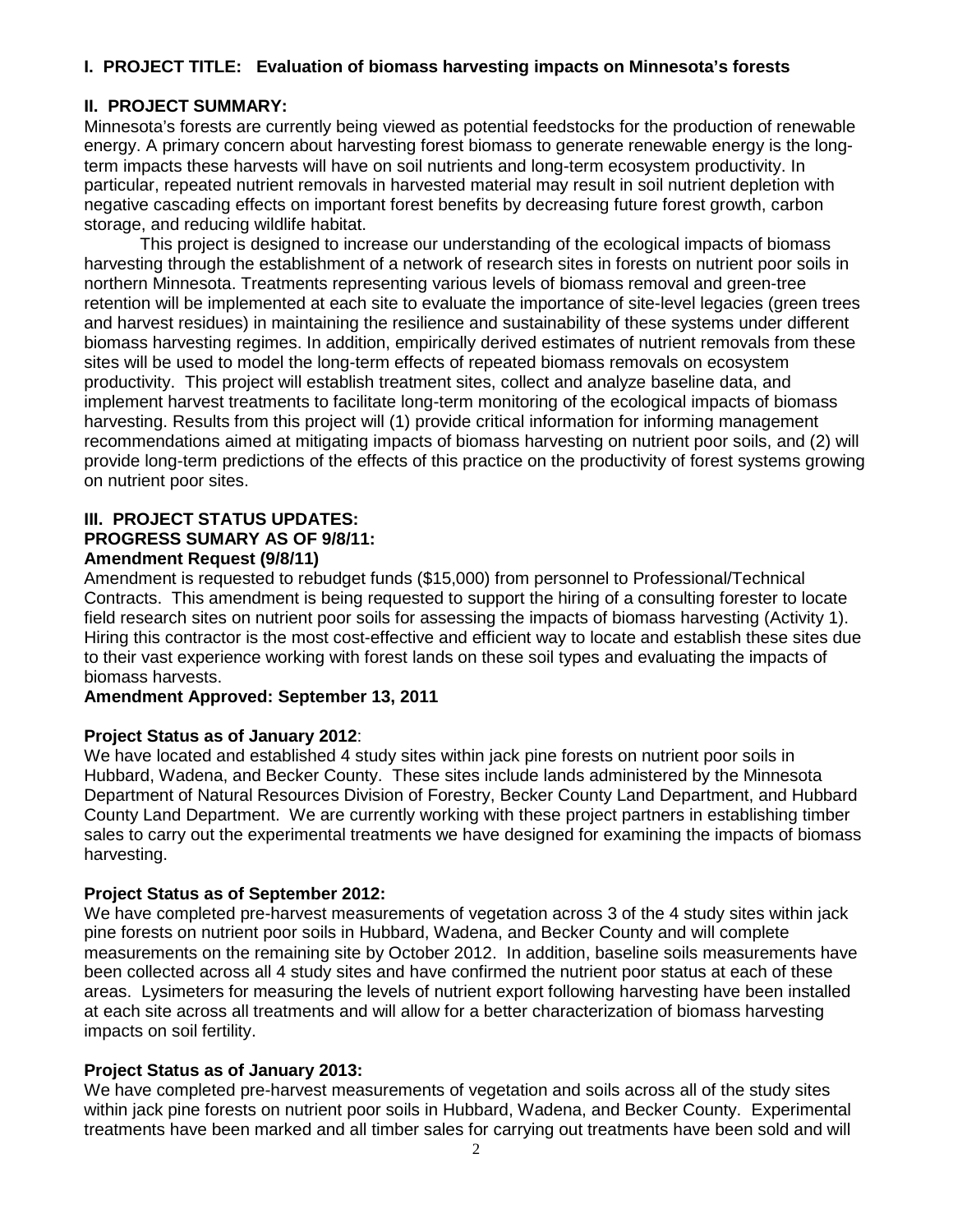**I. PROJECT TITLE: Evaluation of biomass harvesting impacts on Minnesota's forests**

**II. PROJECT SUMMARY:**

Minnesota's forests are currently being viewed as potential feedstocks for the production of renewable energy. A primary concern about harvesting forest biomass to generate renewable energy is the long-term impacts these harvests will have on soil nutrients and long-term ecosystem productivity. In particular, repeated nutrient removals in harvested material may result in soil nutrient depletion with negative cascading effects on important forest benefits by decreasing future forest growth, carbon storage, and reducing wildlife habitat.

This project is designed to increase our understanding of the ecological impacts of biomass harvesting through the establishment of a network of research sites in forests on nutrient poor soils in northern Minnesota. Treatments representing various levels of biomass removal and green-tree retention will be implemented at each site to evaluate the importance of site-level legacies (green trees and harvest residues) in maintaining the resilience and sustainability of these systems under different biomass harvesting regimes. In addition, empirically derived estimates of nutrient removals from these sites will be used to model the long-term effects of repeated biomass removals on ecosystem productivity. This project will establish treatment sites, collect and analyze baseline data, and implement harvest treatments to facilitate long-term monitoring of the ecological impacts of biomass harvesting. Results from this project will (1) provide critical information for informing management recommendations aimed at mitigating impacts of biomass harvesting on nutrient poor soils, and (2) will provide long-term predictions of the effects of this practice on the productivity of forest systems growing on nutrient poor sites.

**III. PROJECT STATUS UPDATES:**
**PROGRESS SUMARY AS OF 9/8/11:**
**Amendment Request (9/8/11)**

Amendment is requested to rebudget funds ($15,000) from personnel to Professional/Technical Contracts. This amendment is being requested to support the hiring of a consulting forester to locate field research sites on nutrient poor soils for assessing the impacts of biomass harvesting (Activity 1). Hiring this contractor is the most cost-effective and efficient way to locate and establish these sites due to their vast experience working with forest lands on these soil types and evaluating the impacts of biomass harvests.

**Amendment Approved: September 13, 2011**

**Project Status as of January 2012**:

We have located and established 4 study sites within jack pine forests on nutrient poor soils in Hubbard, Wadena, and Becker County. These sites include lands administered by the Minnesota Department of Natural Resources Division of Forestry, Becker County Land Department, and Hubbard County Land Department. We are currently working with these project partners in establishing timber sales to carry out the experimental treatments we have designed for examining the impacts of biomass harvesting.

**Project Status as of September 2012:**

We have completed pre-harvest measurements of vegetation across 3 of the 4 study sites within jack pine forests on nutrient poor soils in Hubbard, Wadena, and Becker County and will complete measurements on the remaining site by October 2012. In addition, baseline soils measurements have been collected across all 4 study sites and have confirmed the nutrient poor status at each of these areas. Lysimeters for measuring the levels of nutrient export following harvesting have been installed at each site across all treatments and will allow for a better characterization of biomass harvesting impacts on soil fertility.

**Project Status as of January 2013:**

We have completed pre-harvest measurements of vegetation and soils across all of the study sites within jack pine forests on nutrient poor soils in Hubbard, Wadena, and Becker County. Experimental treatments have been marked and all timber sales for carrying out treatments have been sold and will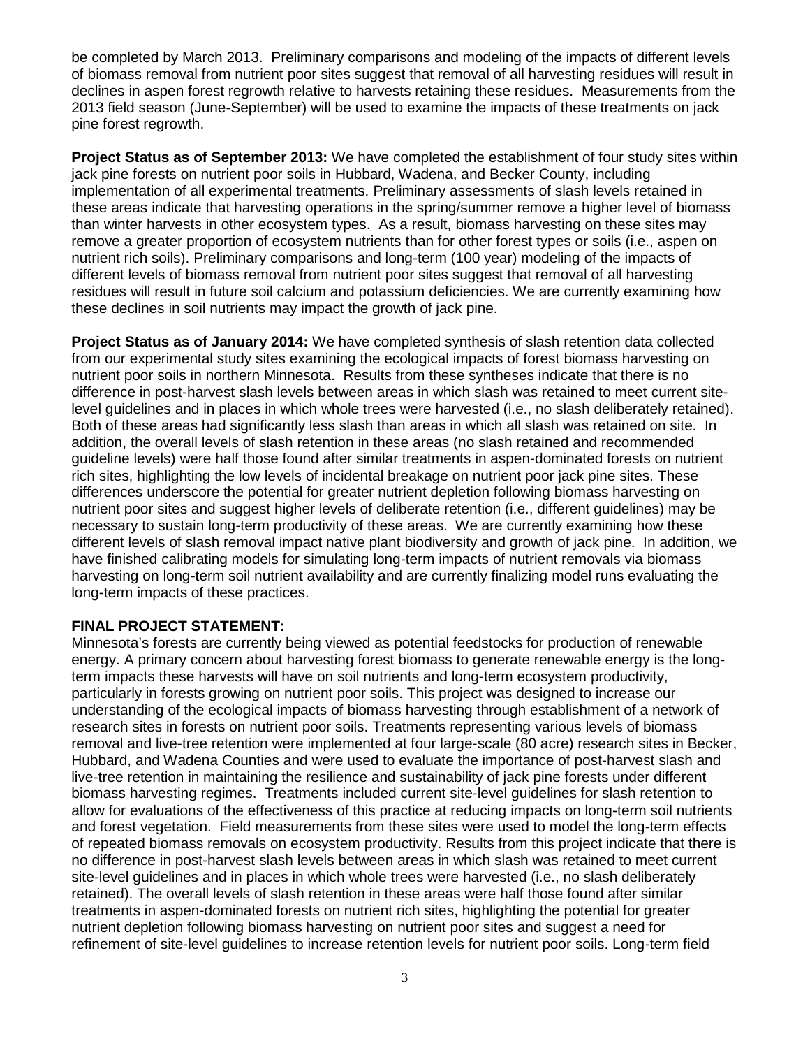be completed by March 2013. Preliminary comparisons and modeling of the impacts of different levels of biomass removal from nutrient poor sites suggest that removal of all harvesting residues will result in declines in aspen forest regrowth relative to harvests retaining these residues. Measurements from the 2013 field season (June-September) will be used to examine the impacts of these treatments on jack pine forest regrowth.

**Project Status as of September 2013:** We have completed the establishment of four study sites within jack pine forests on nutrient poor soils in Hubbard, Wadena, and Becker County, including implementation of all experimental treatments. Preliminary assessments of slash levels retained in these areas indicate that harvesting operations in the spring/summer remove a higher level of biomass than winter harvests in other ecosystem types. As a result, biomass harvesting on these sites may remove a greater proportion of ecosystem nutrients than for other forest types or soils (i.e., aspen on nutrient rich soils). Preliminary comparisons and long-term (100 year) modeling of the impacts of different levels of biomass removal from nutrient poor sites suggest that removal of all harvesting residues will result in future soil calcium and potassium deficiencies. We are currently examining how these declines in soil nutrients may impact the growth of jack pine.

**Project Status as of January 2014:** We have completed synthesis of slash retention data collected from our experimental study sites examining the ecological impacts of forest biomass harvesting on nutrient poor soils in northern Minnesota. Results from these syntheses indicate that there is no difference in post-harvest slash levels between areas in which slash was retained to meet current site-level guidelines and in places in which whole trees were harvested (i.e., no slash deliberately retained). Both of these areas had significantly less slash than areas in which all slash was retained on site. In addition, the overall levels of slash retention in these areas (no slash retained and recommended guideline levels) were half those found after similar treatments in aspen-dominated forests on nutrient rich sites, highlighting the low levels of incidental breakage on nutrient poor jack pine sites. These differences underscore the potential for greater nutrient depletion following biomass harvesting on nutrient poor sites and suggest higher levels of deliberate retention (i.e., different guidelines) may be necessary to sustain long-term productivity of these areas. We are currently examining how these different levels of slash removal impact native plant biodiversity and growth of jack pine. In addition, we have finished calibrating models for simulating long-term impacts of nutrient removals via biomass harvesting on long-term soil nutrient availability and are currently finalizing model runs evaluating the long-term impacts of these practices.

**FINAL PROJECT STATEMENT:**

Minnesota's forests are currently being viewed as potential feedstocks for production of renewable energy. A primary concern about harvesting forest biomass to generate renewable energy is the long-term impacts these harvests will have on soil nutrients and long-term ecosystem productivity, particularly in forests growing on nutrient poor soils. This project was designed to increase our understanding of the ecological impacts of biomass harvesting through establishment of a network of research sites in forests on nutrient poor soils. Treatments representing various levels of biomass removal and live-tree retention were implemented at four large-scale (80 acre) research sites in Becker, Hubbard, and Wadena Counties and were used to evaluate the importance of post-harvest slash and live-tree retention in maintaining the resilience and sustainability of jack pine forests under different biomass harvesting regimes. Treatments included current site-level guidelines for slash retention to allow for evaluations of the effectiveness of this practice at reducing impacts on long-term soil nutrients and forest vegetation. Field measurements from these sites were used to model the long-term effects of repeated biomass removals on ecosystem productivity. Results from this project indicate that there is no difference in post-harvest slash levels between areas in which slash was retained to meet current site-level guidelines and in places in which whole trees were harvested (i.e., no slash deliberately retained). The overall levels of slash retention in these areas were half those found after similar treatments in aspen-dominated forests on nutrient rich sites, highlighting the potential for greater nutrient depletion following biomass harvesting on nutrient poor sites and suggest a need for refinement of site-level guidelines to increase retention levels for nutrient poor soils. Long-term field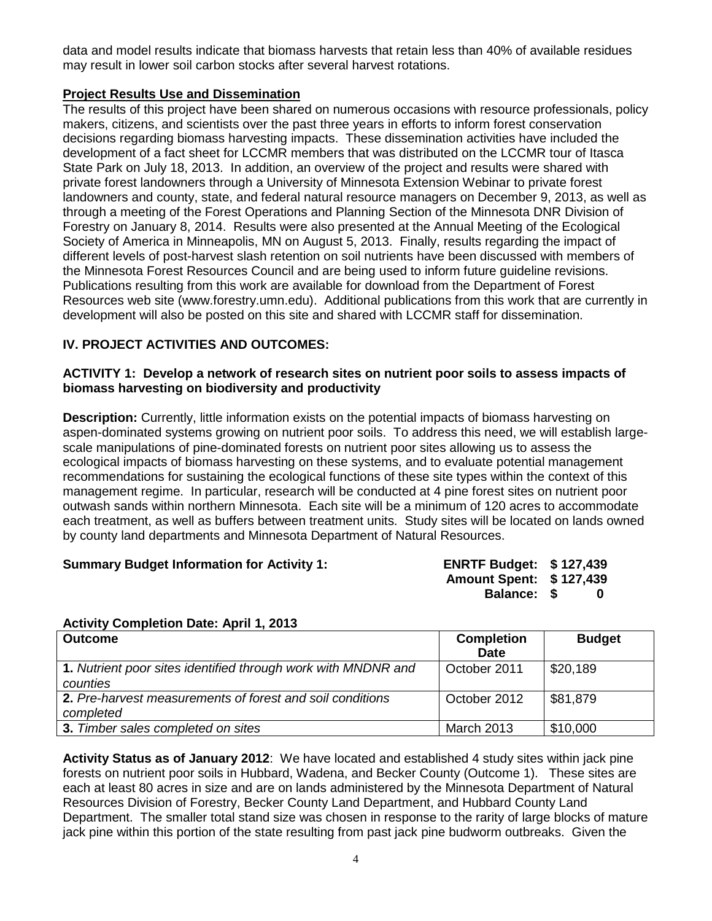data and model results indicate that biomass harvests that retain less than 40% of available residues may result in lower soil carbon stocks after several harvest rotations.

**Project Results Use and Dissemination**

The results of this project have been shared on numerous occasions with resource professionals, policy makers, citizens, and scientists over the past three years in efforts to inform forest conservation decisions regarding biomass harvesting impacts. These dissemination activities have included the development of a fact sheet for LCCMR members that was distributed on the LCCMR tour of Itasca State Park on July 18, 2013. In addition, an overview of the project and results were shared with private forest landowners through a University of Minnesota Extension Webinar to private forest landowners and county, state, and federal natural resource managers on December 9, 2013, as well as through a meeting of the Forest Operations and Planning Section of the Minnesota DNR Division of Forestry on January 8, 2014. Results were also presented at the Annual Meeting of the Ecological Society of America in Minneapolis, MN on August 5, 2013. Finally, results regarding the impact of different levels of post-harvest slash retention on soil nutrients have been discussed with members of the Minnesota Forest Resources Council and are being used to inform future guideline revisions. Publications resulting from this work are available for download from the Department of Forest Resources web site (www.forestry.umn.edu). Additional publications from this work that are currently in development will also be posted on this site and shared with LCCMR staff for dissemination.

## IV. PROJECT ACTIVITIES AND OUTCOMES:

### ACTIVITY 1: Develop a network of research sites on nutrient poor soils to assess impacts of biomass harvesting on biodiversity and productivity

**Description:** Currently, little information exists on the potential impacts of biomass harvesting on aspen-dominated systems growing on nutrient poor soils. To address this need, we will establish large-scale manipulations of pine-dominated forests on nutrient poor sites allowing us to assess the ecological impacts of biomass harvesting on these systems, and to evaluate potential management recommendations for sustaining the ecological functions of these site types within the context of this management regime. In particular, research will be conducted at 4 pine forest sites on nutrient poor outwash sands within northern Minnesota. Each site will be a minimum of 120 acres to accommodate each treatment, as well as buffers between treatment units. Study sites will be located on lands owned by county land departments and Minnesota Department of Natural Resources.

**Summary Budget Information for Activity 1:**

**ENRTF Budget: $ 127,439**
**Amount Spent: $ 127,439**
**Balance: $ 0**

**Activity Completion Date: April 1, 2013**

| Outcome | Completion Date | Budget |
|---|---|---|
| **1.** *Nutrient poor sites identified through work with MNDNR and counties* | October 2011 | $20,189 |
| **2.** *Pre-harvest measurements of forest and soil conditions completed* | October 2012 | $81,879 |
| **3.** *Timber sales completed on sites* | March 2013 | $10,000 |

**Activity Status as of January 2012**: We have located and established 4 study sites within jack pine forests on nutrient poor soils in Hubbard, Wadena, and Becker County (Outcome 1). These sites are each at least 80 acres in size and are on lands administered by the Minnesota Department of Natural Resources Division of Forestry, Becker County Land Department, and Hubbard County Land Department. The smaller total stand size was chosen in response to the rarity of large blocks of mature jack pine within this portion of the state resulting from past jack pine budworm outbreaks. Given the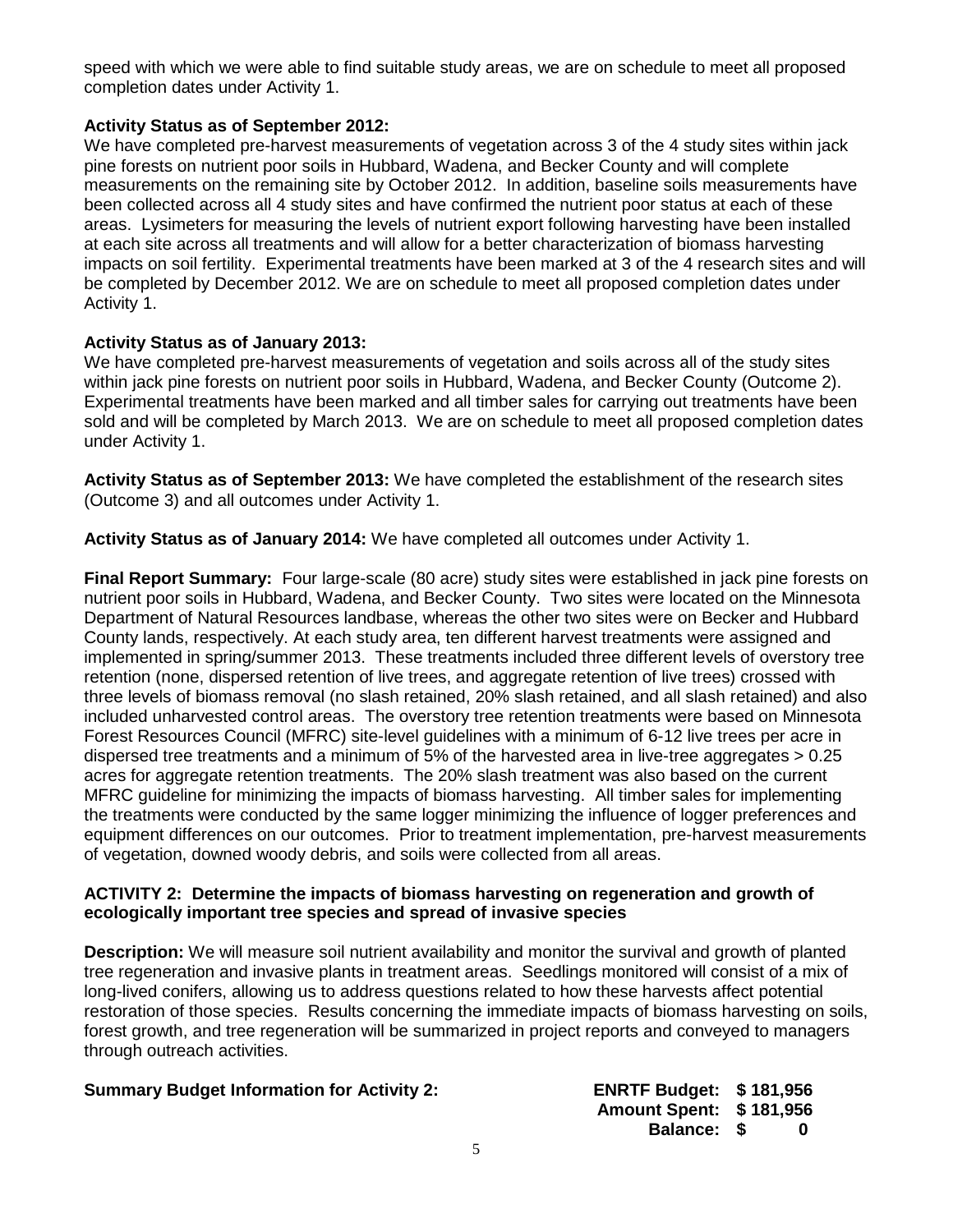speed with which we were able to find suitable study areas, we are on schedule to meet all proposed completion dates under Activity 1.

**Activity Status as of September 2012:**
We have completed pre-harvest measurements of vegetation across 3 of the 4 study sites within jack pine forests on nutrient poor soils in Hubbard, Wadena, and Becker County and will complete measurements on the remaining site by October 2012. In addition, baseline soils measurements have been collected across all 4 study sites and have confirmed the nutrient poor status at each of these areas. Lysimeters for measuring the levels of nutrient export following harvesting have been installed at each site across all treatments and will allow for a better characterization of biomass harvesting impacts on soil fertility. Experimental treatments have been marked at 3 of the 4 research sites and will be completed by December 2012. We are on schedule to meet all proposed completion dates under Activity 1.

**Activity Status as of January 2013:**
We have completed pre-harvest measurements of vegetation and soils across all of the study sites within jack pine forests on nutrient poor soils in Hubbard, Wadena, and Becker County (Outcome 2). Experimental treatments have been marked and all timber sales for carrying out treatments have been sold and will be completed by March 2013. We are on schedule to meet all proposed completion dates under Activity 1.

**Activity Status as of September 2013:** We have completed the establishment of the research sites (Outcome 3) and all outcomes under Activity 1.

**Activity Status as of January 2014:** We have completed all outcomes under Activity 1.

**Final Report Summary:** Four large-scale (80 acre) study sites were established in jack pine forests on nutrient poor soils in Hubbard, Wadena, and Becker County. Two sites were located on the Minnesota Department of Natural Resources landbase, whereas the other two sites were on Becker and Hubbard County lands, respectively. At each study area, ten different harvest treatments were assigned and implemented in spring/summer 2013. These treatments included three different levels of overstory tree retention (none, dispersed retention of live trees, and aggregate retention of live trees) crossed with three levels of biomass removal (no slash retained, 20% slash retained, and all slash retained) and also included unharvested control areas. The overstory tree retention treatments were based on Minnesota Forest Resources Council (MFRC) site-level guidelines with a minimum of 6-12 live trees per acre in dispersed tree treatments and a minimum of 5% of the harvested area in live-tree aggregates > 0.25 acres for aggregate retention treatments. The 20% slash treatment was also based on the current MFRC guideline for minimizing the impacts of biomass harvesting. All timber sales for implementing the treatments were conducted by the same logger minimizing the influence of logger preferences and equipment differences on our outcomes. Prior to treatment implementation, pre-harvest measurements of vegetation, downed woody debris, and soils were collected from all areas.

**ACTIVITY 2: Determine the impacts of biomass harvesting on regeneration and growth of ecologically important tree species and spread of invasive species**

**Description:** We will measure soil nutrient availability and monitor the survival and growth of planted tree regeneration and invasive plants in treatment areas. Seedlings monitored will consist of a mix of long-lived conifers, allowing us to address questions related to how these harvests affect potential restoration of those species. Results concerning the immediate impacts of biomass harvesting on soils, forest growth, and tree regeneration will be summarized in project reports and conveyed to managers through outreach activities.

**Summary Budget Information for Activity 2:**

**ENRTF Budget: $ 181,956**
**Amount Spent: $ 181,956**
**Balance: $ 0**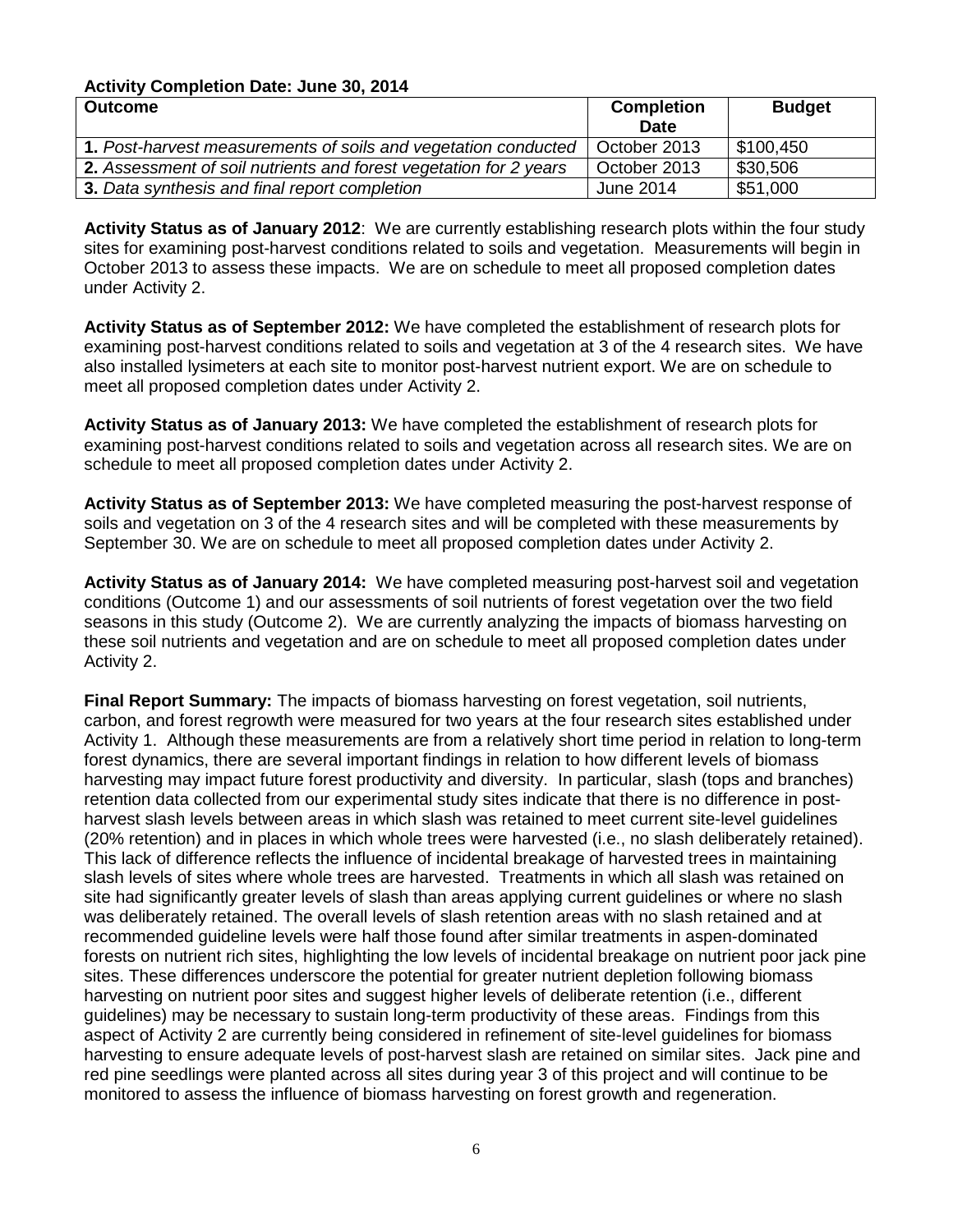**Activity Completion Date: June 30, 2014**

| Outcome | Completion Date | Budget |
|---|---|---|
| **1.** *Post-harvest measurements of soils and vegetation conducted* | October 2013 | \$100,450 |
| **2.** *Assessment of soil nutrients and forest vegetation for 2 years* | October 2013 | \$30,506 |
| **3.** *Data synthesis and final report completion* | June 2014 | \$51,000 |

**Activity Status as of January 2012**: We are currently establishing research plots within the four study sites for examining post-harvest conditions related to soils and vegetation. Measurements will begin in October 2013 to assess these impacts. We are on schedule to meet all proposed completion dates under Activity 2.

**Activity Status as of September 2012:** We have completed the establishment of research plots for examining post-harvest conditions related to soils and vegetation at 3 of the 4 research sites. We have also installed lysimeters at each site to monitor post-harvest nutrient export. We are on schedule to meet all proposed completion dates under Activity 2.

**Activity Status as of January 2013:** We have completed the establishment of research plots for examining post-harvest conditions related to soils and vegetation across all research sites. We are on schedule to meet all proposed completion dates under Activity 2.

**Activity Status as of September 2013:** We have completed measuring the post-harvest response of soils and vegetation on 3 of the 4 research sites and will be completed with these measurements by September 30. We are on schedule to meet all proposed completion dates under Activity 2.

**Activity Status as of January 2014:** We have completed measuring post-harvest soil and vegetation conditions (Outcome 1) and our assessments of soil nutrients of forest vegetation over the two field seasons in this study (Outcome 2). We are currently analyzing the impacts of biomass harvesting on these soil nutrients and vegetation and are on schedule to meet all proposed completion dates under Activity 2.

**Final Report Summary:** The impacts of biomass harvesting on forest vegetation, soil nutrients, carbon, and forest regrowth were measured for two years at the four research sites established under Activity 1. Although these measurements are from a relatively short time period in relation to long-term forest dynamics, there are several important findings in relation to how different levels of biomass harvesting may impact future forest productivity and diversity. In particular, slash (tops and branches) retention data collected from our experimental study sites indicate that there is no difference in post-harvest slash levels between areas in which slash was retained to meet current site-level guidelines (20% retention) and in places in which whole trees were harvested (i.e., no slash deliberately retained). This lack of difference reflects the influence of incidental breakage of harvested trees in maintaining slash levels of sites where whole trees are harvested. Treatments in which all slash was retained on site had significantly greater levels of slash than areas applying current guidelines or where no slash was deliberately retained. The overall levels of slash retention areas with no slash retained and at recommended guideline levels were half those found after similar treatments in aspen-dominated forests on nutrient rich sites, highlighting the low levels of incidental breakage on nutrient poor jack pine sites. These differences underscore the potential for greater nutrient depletion following biomass harvesting on nutrient poor sites and suggest higher levels of deliberate retention (i.e., different guidelines) may be necessary to sustain long-term productivity of these areas. Findings from this aspect of Activity 2 are currently being considered in refinement of site-level guidelines for biomass harvesting to ensure adequate levels of post-harvest slash are retained on similar sites. Jack pine and red pine seedlings were planted across all sites during year 3 of this project and will continue to be monitored to assess the influence of biomass harvesting on forest growth and regeneration.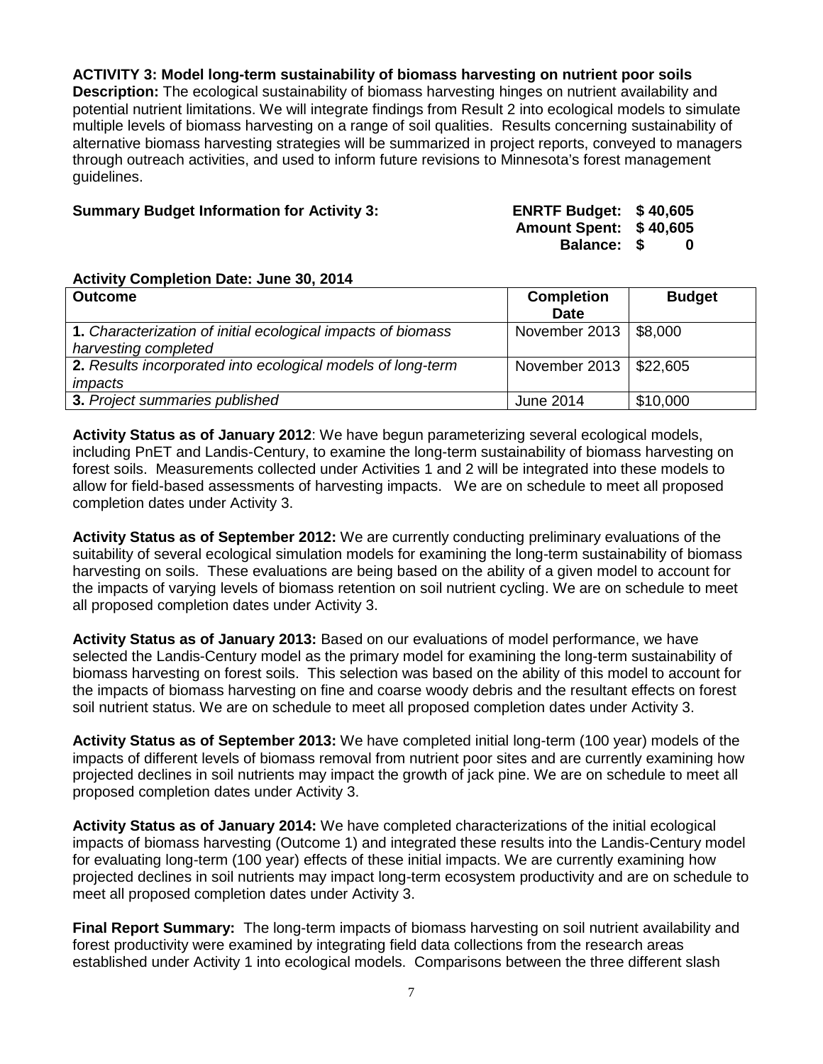**ACTIVITY 3: Model long-term sustainability of biomass harvesting on nutrient poor soils**
**Description:** The ecological sustainability of biomass harvesting hinges on nutrient availability and potential nutrient limitations. We will integrate findings from Result 2 into ecological models to simulate multiple levels of biomass harvesting on a range of soil qualities. Results concerning sustainability of alternative biomass harvesting strategies will be summarized in project reports, conveyed to managers through outreach activities, and used to inform future revisions to Minnesota's forest management guidelines.

**Summary Budget Information for Activity 3:** **ENRTF Budget: $ 40,605**
**Amount Spent: $ 40,605**
**Balance: $ 0**

**Activity Completion Date: June 30, 2014**

| Outcome | Completion Date | Budget |
|---|---|---|
| **1.** *Characterization of initial ecological impacts of biomass harvesting completed* | November 2013 | $8,000 |
| **2.** *Results incorporated into ecological models of long-term impacts* | November 2013 | $22,605 |
| **3.** *Project summaries published* | June 2014 | $10,000 |

**Activity Status as of January 2012**: We have begun parameterizing several ecological models, including PnET and Landis-Century, to examine the long-term sustainability of biomass harvesting on forest soils. Measurements collected under Activities 1 and 2 will be integrated into these models to allow for field-based assessments of harvesting impacts. We are on schedule to meet all proposed completion dates under Activity 3.

**Activity Status as of September 2012:** We are currently conducting preliminary evaluations of the suitability of several ecological simulation models for examining the long-term sustainability of biomass harvesting on soils. These evaluations are being based on the ability of a given model to account for the impacts of varying levels of biomass retention on soil nutrient cycling. We are on schedule to meet all proposed completion dates under Activity 3.

**Activity Status as of January 2013:** Based on our evaluations of model performance, we have selected the Landis-Century model as the primary model for examining the long-term sustainability of biomass harvesting on forest soils. This selection was based on the ability of this model to account for the impacts of biomass harvesting on fine and coarse woody debris and the resultant effects on forest soil nutrient status. We are on schedule to meet all proposed completion dates under Activity 3.

**Activity Status as of September 2013:** We have completed initial long-term (100 year) models of the impacts of different levels of biomass removal from nutrient poor sites and are currently examining how projected declines in soil nutrients may impact the growth of jack pine. We are on schedule to meet all proposed completion dates under Activity 3.

**Activity Status as of January 2014:** We have completed characterizations of the initial ecological impacts of biomass harvesting (Outcome 1) and integrated these results into the Landis-Century model for evaluating long-term (100 year) effects of these initial impacts. We are currently examining how projected declines in soil nutrients may impact long-term ecosystem productivity and are on schedule to meet all proposed completion dates under Activity 3.

**Final Report Summary:** The long-term impacts of biomass harvesting on soil nutrient availability and forest productivity were examined by integrating field data collections from the research areas established under Activity 1 into ecological models. Comparisons between the three different slash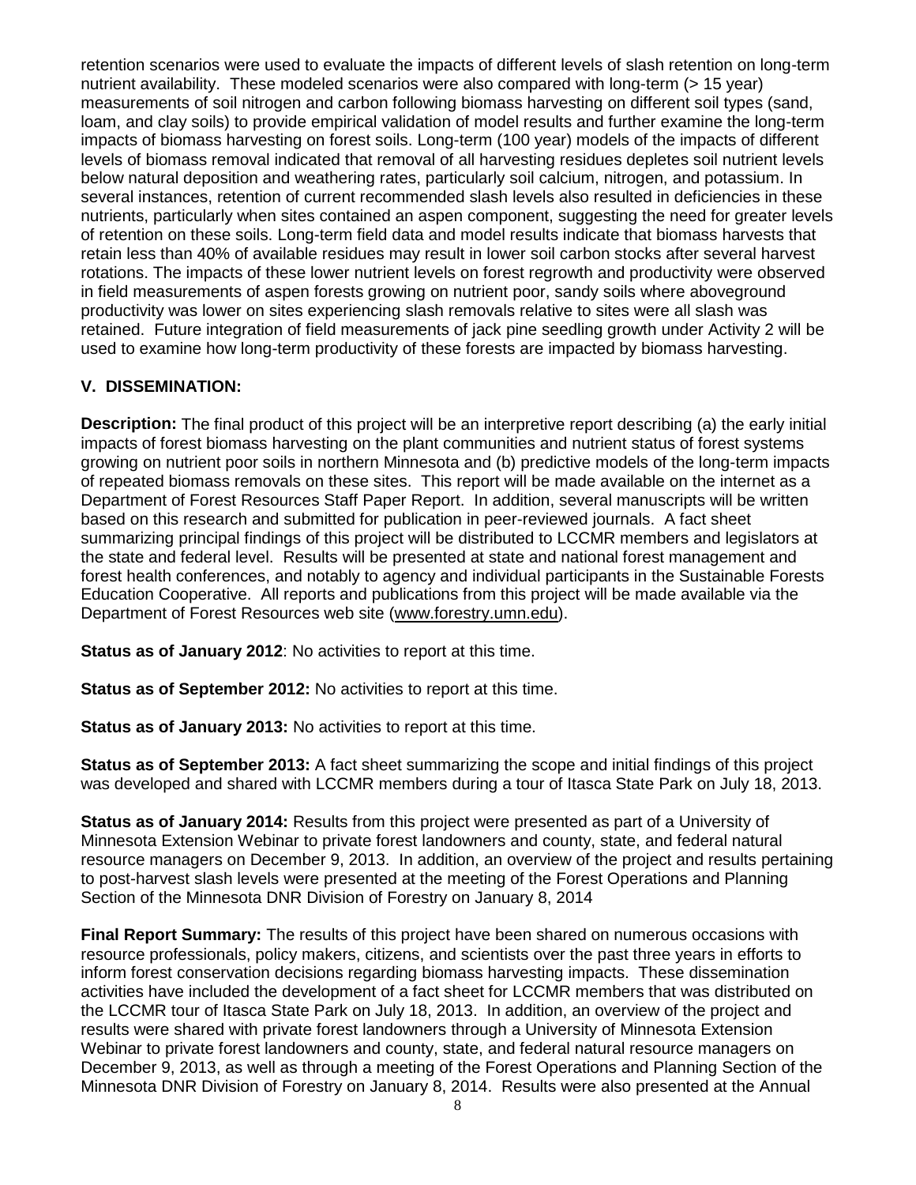retention scenarios were used to evaluate the impacts of different levels of slash retention on long-term nutrient availability. These modeled scenarios were also compared with long-term (> 15 year) measurements of soil nitrogen and carbon following biomass harvesting on different soil types (sand, loam, and clay soils) to provide empirical validation of model results and further examine the long-term impacts of biomass harvesting on forest soils. Long-term (100 year) models of the impacts of different levels of biomass removal indicated that removal of all harvesting residues depletes soil nutrient levels below natural deposition and weathering rates, particularly soil calcium, nitrogen, and potassium. In several instances, retention of current recommended slash levels also resulted in deficiencies in these nutrients, particularly when sites contained an aspen component, suggesting the need for greater levels of retention on these soils. Long-term field data and model results indicate that biomass harvests that retain less than 40% of available residues may result in lower soil carbon stocks after several harvest rotations. The impacts of these lower nutrient levels on forest regrowth and productivity were observed in field measurements of aspen forests growing on nutrient poor, sandy soils where aboveground productivity was lower on sites experiencing slash removals relative to sites were all slash was retained. Future integration of field measurements of jack pine seedling growth under Activity 2 will be used to examine how long-term productivity of these forests are impacted by biomass harvesting.

## V. DISSEMINATION:

**Description:** The final product of this project will be an interpretive report describing (a) the early initial impacts of forest biomass harvesting on the plant communities and nutrient status of forest systems growing on nutrient poor soils in northern Minnesota and (b) predictive models of the long-term impacts of repeated biomass removals on these sites. This report will be made available on the internet as a Department of Forest Resources Staff Paper Report. In addition, several manuscripts will be written based on this research and submitted for publication in peer-reviewed journals. A fact sheet summarizing principal findings of this project will be distributed to LCCMR members and legislators at the state and federal level. Results will be presented at state and national forest management and forest health conferences, and notably to agency and individual participants in the Sustainable Forests Education Cooperative. All reports and publications from this project will be made available via the Department of Forest Resources web site (www.forestry.umn.edu).

**Status as of January 2012**: No activities to report at this time.

**Status as of September 2012:** No activities to report at this time.

**Status as of January 2013:** No activities to report at this time.

**Status as of September 2013:** A fact sheet summarizing the scope and initial findings of this project was developed and shared with LCCMR members during a tour of Itasca State Park on July 18, 2013.

**Status as of January 2014:** Results from this project were presented as part of a University of Minnesota Extension Webinar to private forest landowners and county, state, and federal natural resource managers on December 9, 2013. In addition, an overview of the project and results pertaining to post-harvest slash levels were presented at the meeting of the Forest Operations and Planning Section of the Minnesota DNR Division of Forestry on January 8, 2014

**Final Report Summary:** The results of this project have been shared on numerous occasions with resource professionals, policy makers, citizens, and scientists over the past three years in efforts to inform forest conservation decisions regarding biomass harvesting impacts. These dissemination activities have included the development of a fact sheet for LCCMR members that was distributed on the LCCMR tour of Itasca State Park on July 18, 2013. In addition, an overview of the project and results were shared with private forest landowners through a University of Minnesota Extension Webinar to private forest landowners and county, state, and federal natural resource managers on December 9, 2013, as well as through a meeting of the Forest Operations and Planning Section of the Minnesota DNR Division of Forestry on January 8, 2014. Results were also presented at the Annual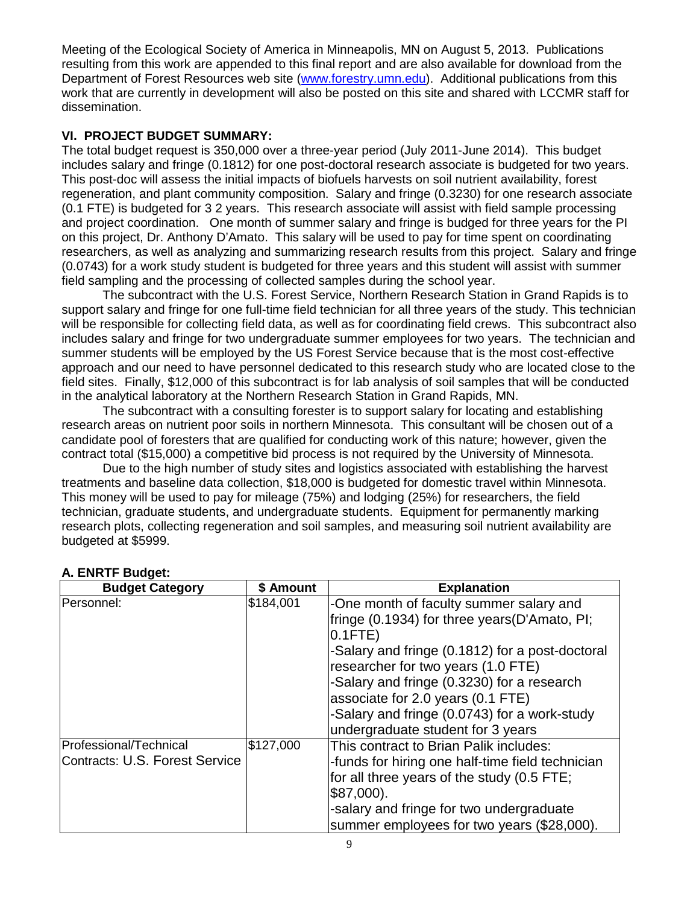Meeting of the Ecological Society of America in Minneapolis, MN on August 5, 2013. Publications resulting from this work are appended to this final report and are also available for download from the Department of Forest Resources web site (www.forestry.umn.edu). Additional publications from this work that are currently in development will also be posted on this site and shared with LCCMR staff for dissemination.

### VI. PROJECT BUDGET SUMMARY:

The total budget request is 350,000 over a three-year period (July 2011-June 2014). This budget includes salary and fringe (0.1812) for one post-doctoral research associate is budgeted for two years. This post-doc will assess the initial impacts of biofuels harvests on soil nutrient availability, forest regeneration, and plant community composition. Salary and fringe (0.3230) for one research associate (0.1 FTE) is budgeted for 3 2 years. This research associate will assist with field sample processing and project coordination. One month of summer salary and fringe is budged for three years for the PI on this project, Dr. Anthony D'Amato. This salary will be used to pay for time spent on coordinating researchers, as well as analyzing and summarizing research results from this project. Salary and fringe (0.0743) for a work study student is budgeted for three years and this student will assist with summer field sampling and the processing of collected samples during the school year.

The subcontract with the U.S. Forest Service, Northern Research Station in Grand Rapids is to support salary and fringe for one full-time field technician for all three years of the study. This technician will be responsible for collecting field data, as well as for coordinating field crews. This subcontract also includes salary and fringe for two undergraduate summer employees for two years. The technician and summer students will be employed by the US Forest Service because that is the most cost-effective approach and our need to have personnel dedicated to this research study who are located close to the field sites. Finally, $12,000 of this subcontract is for lab analysis of soil samples that will be conducted in the analytical laboratory at the Northern Research Station in Grand Rapids, MN.

The subcontract with a consulting forester is to support salary for locating and establishing research areas on nutrient poor soils in northern Minnesota. This consultant will be chosen out of a candidate pool of foresters that are qualified for conducting work of this nature; however, given the contract total ($15,000) a competitive bid process is not required by the University of Minnesota.

Due to the high number of study sites and logistics associated with establishing the harvest treatments and baseline data collection, $18,000 is budgeted for domestic travel within Minnesota. This money will be used to pay for mileage (75%) and lodging (25%) for researchers, the field technician, graduate students, and undergraduate students. Equipment for permanently marking research plots, collecting regeneration and soil samples, and measuring soil nutrient availability are budgeted at $5999.

**A. ENRTF Budget:**

| Budget Category | $ Amount | Explanation |
|---|---|---|
| Personnel: | $184,001 | -One month of faculty summer salary and fringe (0.1934) for three years(D'Amato, PI; 0.1FTE)<br>-Salary and fringe (0.1812) for a post-doctoral researcher for two years (1.0 FTE)<br>-Salary and fringe (0.3230) for a research associate for 2.0 years (0.1 FTE)<br>-Salary and fringe (0.0743) for a work-study undergraduate student for 3 years |
| Professional/Technical Contracts: U.S. Forest Service | $127,000 | This contract to Brian Palik includes:<br>-funds for hiring one half-time field technician for all three years of the study (0.5 FTE; $87,000).<br>-salary and fringe for two undergraduate summer employees for two years ($28,000). |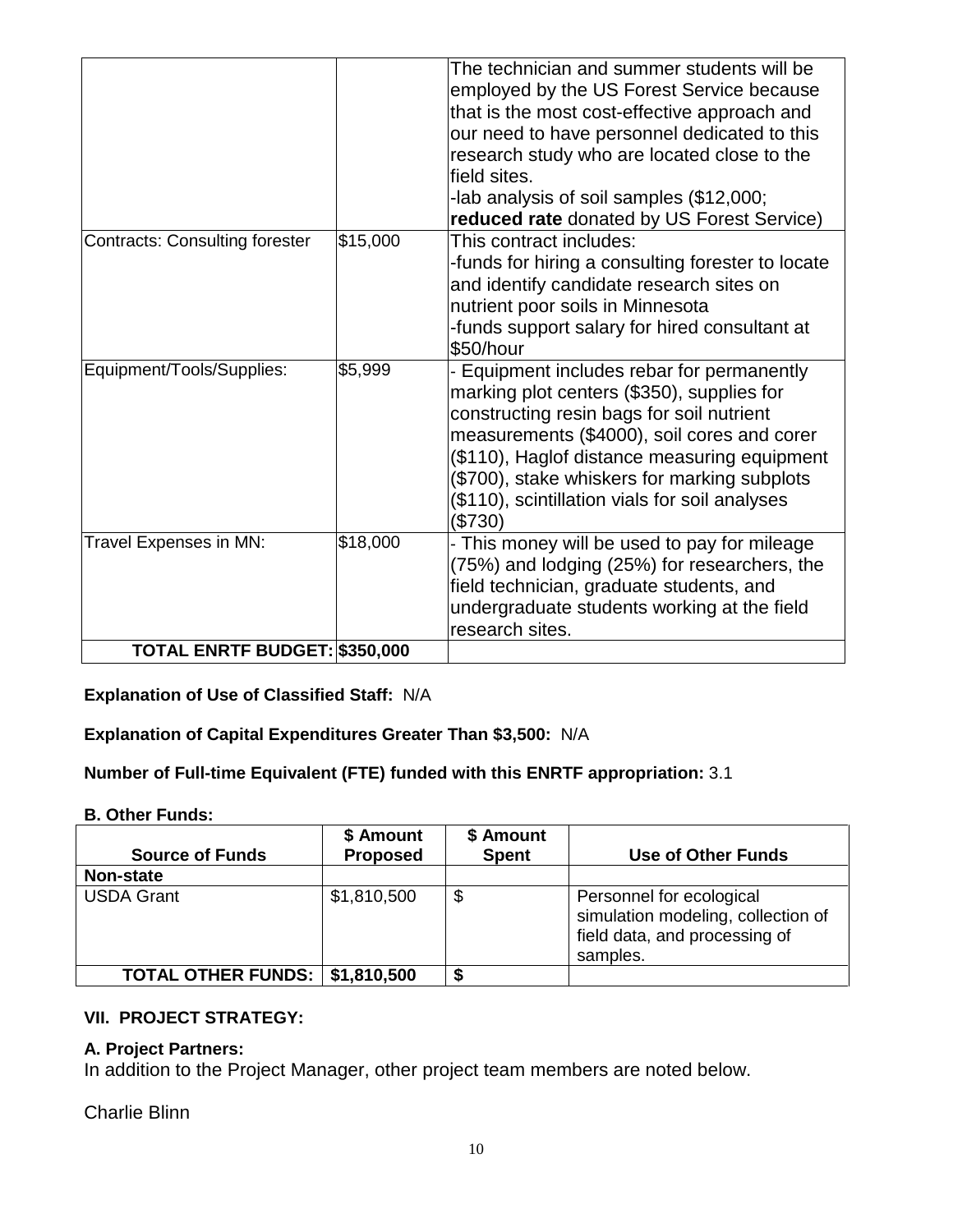| | | |
|---|---|---|
| | | The technician and summer students will be employed by the US Forest Service because that is the most cost-effective approach and our need to have personnel dedicated to this research study who are located close to the field sites.<br>-lab analysis of soil samples ($12,000; **reduced rate** donated by US Forest Service) |
| Contracts: Consulting forester | $15,000 | This contract includes:<br>-funds for hiring a consulting forester to locate and identify candidate research sites on nutrient poor soils in Minnesota<br>-funds support salary for hired consultant at $50/hour |
| Equipment/Tools/Supplies: | $5,999 | - Equipment includes rebar for permanently marking plot centers ($350), supplies for constructing resin bags for soil nutrient measurements ($4000), soil cores and corer ($110), Haglof distance measuring equipment ($700), stake whiskers for marking subplots ($110), scintillation vials for soil analyses ($730) |
| Travel Expenses in MN: | $18,000 | - This money will be used to pay for mileage (75%) and lodging (25%) for researchers, the field technician, graduate students, and undergraduate students working at the field research sites. |
| **TOTAL ENRTF BUDGET:** | **$350,000** | |

**Explanation of Use of Classified Staff:** N/A

**Explanation of Capital Expenditures Greater Than $3,500:** N/A

**Number of Full-time Equivalent (FTE) funded with this ENRTF appropriation:** 3.1

**B. Other Funds:**

| Source of Funds | $ Amount Proposed | $ Amount Spent | Use of Other Funds |
|---|---|---|---|
| **Non-state** | | | |
| USDA Grant | $1,810,500 | $ | Personnel for ecological simulation modeling, collection of field data, and processing of samples. |
| **TOTAL OTHER FUNDS:** | **$1,810,500** | **$** | |

**VII. PROJECT STRATEGY:**

**A. Project Partners:**

In addition to the Project Manager, other project team members are noted below.

Charlie Blinn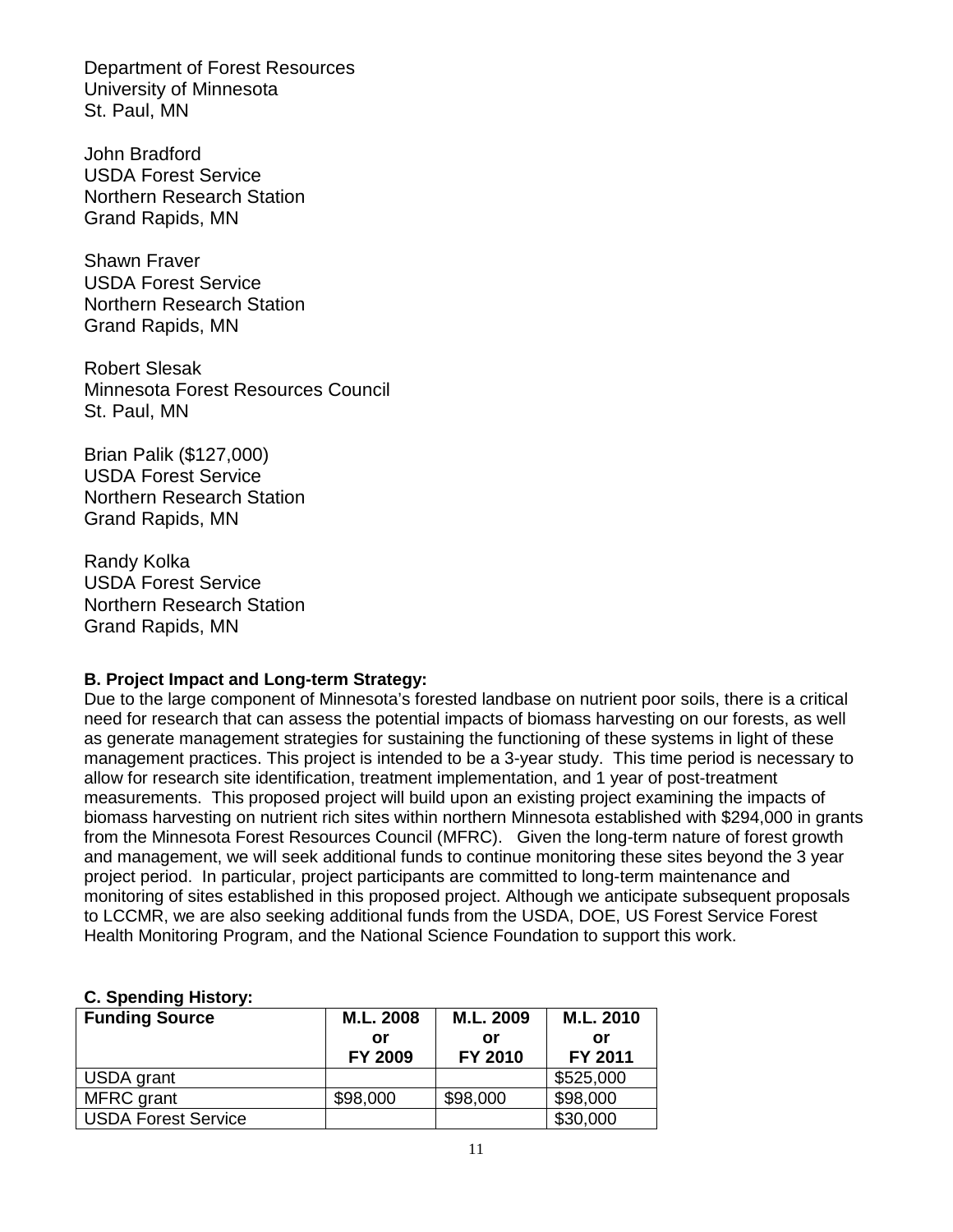Department of Forest Resources
University of Minnesota
St. Paul, MN

John Bradford
USDA Forest Service
Northern Research Station
Grand Rapids, MN

Shawn Fraver
USDA Forest Service
Northern Research Station
Grand Rapids, MN

Robert Slesak
Minnesota Forest Resources Council
St. Paul, MN

Brian Palik ($127,000)
USDA Forest Service
Northern Research Station
Grand Rapids, MN

Randy Kolka
USDA Forest Service
Northern Research Station
Grand Rapids, MN

**B. Project Impact and Long-term Strategy:**

Due to the large component of Minnesota's forested landbase on nutrient poor soils, there is a critical need for research that can assess the potential impacts of biomass harvesting on our forests, as well as generate management strategies for sustaining the functioning of these systems in light of these management practices. This project is intended to be a 3-year study. This time period is necessary to allow for research site identification, treatment implementation, and 1 year of post-treatment measurements. This proposed project will build upon an existing project examining the impacts of biomass harvesting on nutrient rich sites within northern Minnesota established with $294,000 in grants from the Minnesota Forest Resources Council (MFRC). Given the long-term nature of forest growth and management, we will seek additional funds to continue monitoring these sites beyond the 3 year project period. In particular, project participants are committed to long-term maintenance and monitoring of sites established in this proposed project. Although we anticipate subsequent proposals to LCCMR, we are also seeking additional funds from the USDA, DOE, US Forest Service Forest Health Monitoring Program, and the National Science Foundation to support this work.

**C. Spending History:**

| Funding Source | M.L. 2008 or FY 2009 | M.L. 2009 or FY 2010 | M.L. 2010 or FY 2011 |
|---|---|---|---|
| USDA grant | | | $525,000 |
| MFRC grant | $98,000 | $98,000 | $98,000 |
| USDA Forest Service | | | $30,000 |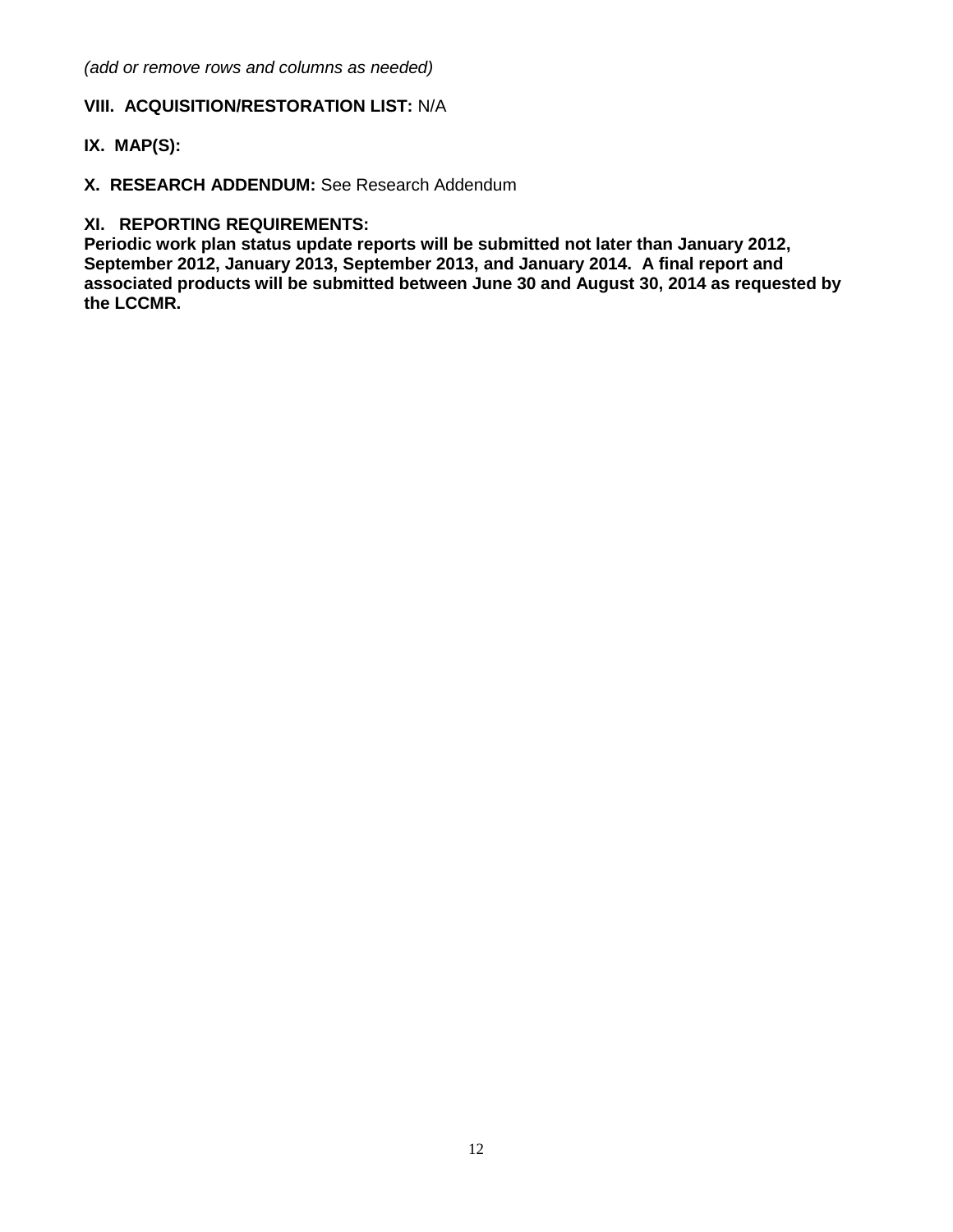*(add or remove rows and columns as needed)*

**VIII. ACQUISITION/RESTORATION LIST:** N/A

**IX. MAP(S):**

**X. RESEARCH ADDENDUM:** See Research Addendum

**XI. REPORTING REQUIREMENTS:**
**Periodic work plan status update reports will be submitted not later than January 2012, September 2012, January 2013, September 2013, and January 2014. A final report and associated products will be submitted between June 30 and August 30, 2014 as requested by the LCCMR.**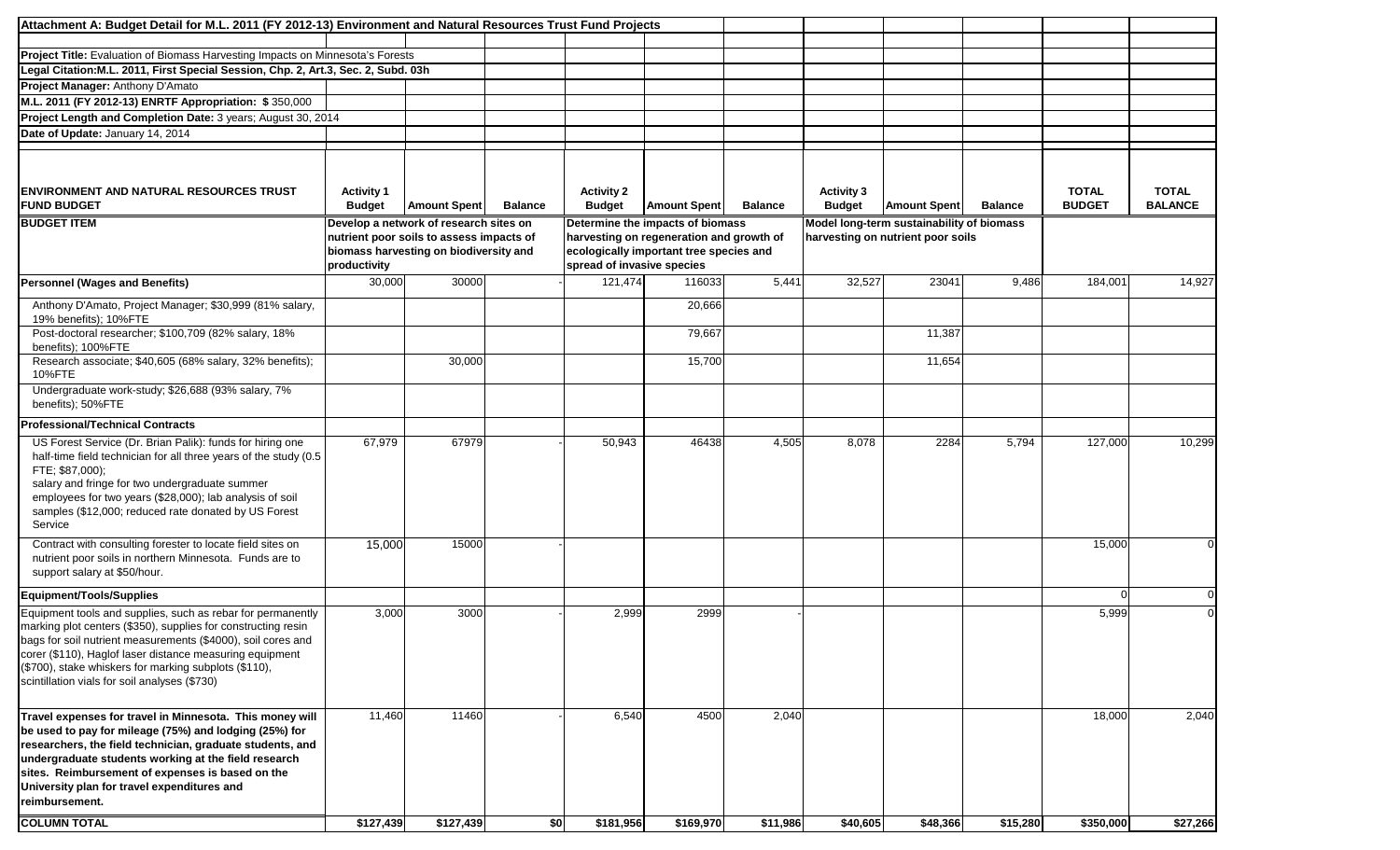**Attachment A: Budget Detail for M.L. 2011 (FY 2012-13) Environment and Natural Resources Trust Fund Projects**

**Project Title:** Evaluation of Biomass Harvesting Impacts on Minnesota's Forests

**Legal Citation:** M.L. 2011, First Special Session, Chp. 2, Art.3, Sec. 2, Subd. 03h

**Project Manager:** Anthony D'Amato

**M.L. 2011 (FY 2012-13) ENRTF Appropriation:** $ 350,000

**Project Length and Completion Date:** 3 years; August 30, 2014

**Date of Update:** January 14, 2014

| ENVIRONMENT AND NATURAL RESOURCES TRUST FUND BUDGET | Activity 1 Budget | Amount Spent | Balance | Activity 2 Budget | Amount Spent | Balance | Activity 3 Budget | Amount Spent | Balance | TOTAL BUDGET | TOTAL BALANCE |
|---|---|---|---|---|---|---|---|---|---|---|---|
| **BUDGET ITEM** | Develop a network of research sites on nutrient poor soils to assess impacts of biomass harvesting on biodiversity and productivity | | | Determine the impacts of biomass harvesting on regeneration and growth of ecologically important tree species and spread of invasive species | | | Model long-term sustainability of biomass harvesting on nutrient poor soils | | | | |
| **Personnel (Wages and Benefits)** | 30,000 | 30000 | - | 121,474 | 116033 | 5,441 | 32,527 | 23041 | 9,486 | 184,001 | 14,927 |
| Anthony D'Amato, Project Manager; $30,999 (81% salary, 19% benefits); 10%FTE | | | | | 20,666 | | | | | | |
| Post-doctoral researcher; $100,709 (82% salary, 18% benefits); 100%FTE | | | | | 79,667 | | | 11,387 | | | |
| Research associate; $40,605 (68% salary, 32% benefits); 10%FTE | | 30,000 | | | 15,700 | | | 11,654 | | | |
| Undergraduate work-study; $26,688 (93% salary, 7% benefits); 50%FTE | | | | | | | | | | | |
| **Professional/Technical Contracts** | | | | | | | | | | | |
| US Forest Service (Dr. Brian Palik): funds for hiring one half-time field technician for all three years of the study (0.5 FTE; $87,000); salary and fringe for two undergraduate summer employees for two years ($28,000); lab analysis of soil samples ($12,000; reduced rate donated by US Forest Service | 67,979 | 67979 | - | 50,943 | 46438 | 4,505 | 8,078 | 2284 | 5,794 | 127,000 | 10,299 |
| Contract with consulting forester to locate field sites on nutrient poor soils in northern Minnesota. Funds are to support salary at $50/hour. | 15,000 | 15000 | - | | | | | | | 15,000 | 0 |
| **Equipment/Tools/Supplies** | | | | | | | | | | 0 | 0 |
| Equipment tools and supplies, such as rebar for permanently marking plot centers ($350), supplies for constructing resin bags for soil nutrient measurements ($4000), soil cores and corer ($110), Haglof laser distance measuring equipment ($700), stake whiskers for marking subplots ($110), scintillation vials for soil analyses ($730) | 3,000 | 3000 | - | 2,999 | 2999 | - | | | | 5,999 | 0 |
| **Travel expenses for travel in Minnesota. This money will be used to pay for mileage (75%) and lodging (25%) for researchers, the field technician, graduate students, and undergraduate students working at the field research sites. Reimbursement of expenses is based on the University plan for travel expenditures and reimbursement.** | 11,460 | 11460 | - | 6,540 | 4500 | 2,040 | | | | 18,000 | 2,040 |
| **COLUMN TOTAL** | **$127,439** | **$127,439** | **$0** | **$181,956** | **$169,970** | **$11,986** | **$40,605** | **$48,366** | **$15,280** | **$350,000** | **$27,266** |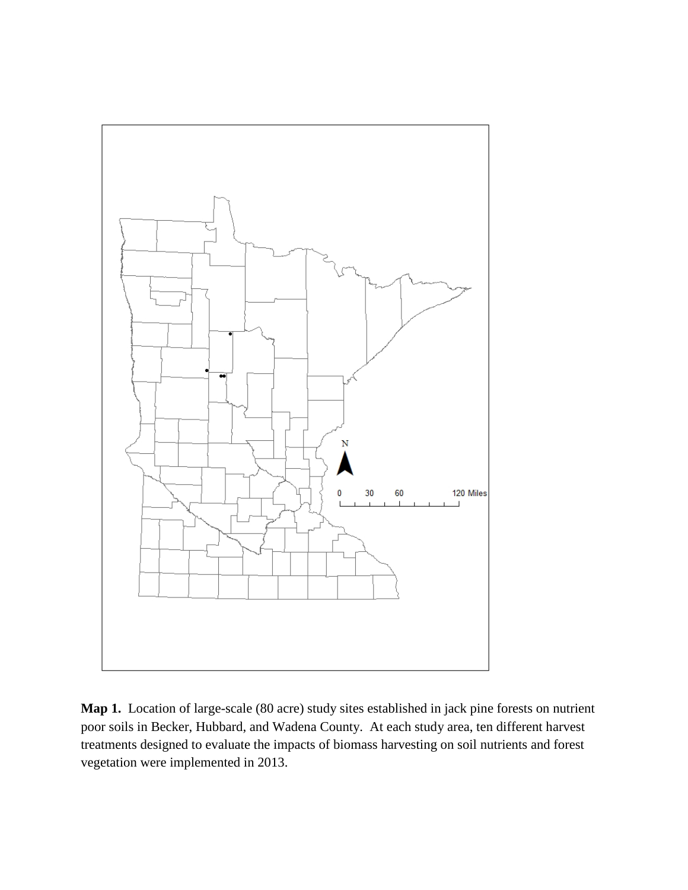**Map 1.** Location of large-scale (80 acre) study sites established in jack pine forests on nutrient poor soils in Becker, Hubbard, and Wadena County. At each study area, ten different harvest treatments designed to evaluate the impacts of biomass harvesting on soil nutrients and forest vegetation were implemented in 2013.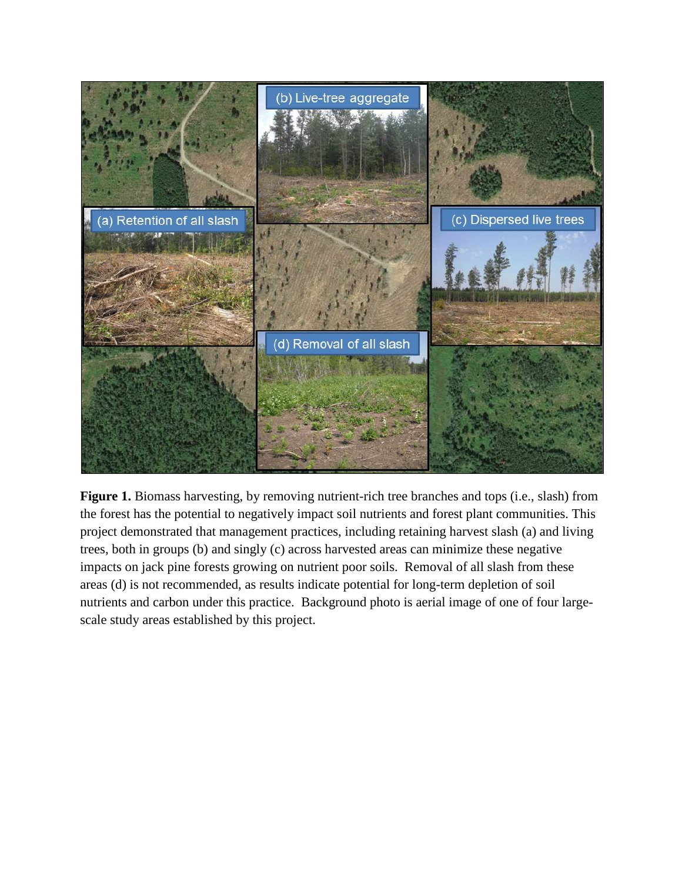**Figure 1.** Biomass harvesting, by removing nutrient-rich tree branches and tops (i.e., slash) from the forest has the potential to negatively impact soil nutrients and forest plant communities. This project demonstrated that management practices, including retaining harvest slash (a) and living trees, both in groups (b) and singly (c) across harvested areas can minimize these negative impacts on jack pine forests growing on nutrient poor soils. Removal of all slash from these areas (d) is not recommended, as results indicate potential for long-term depletion of soil nutrients and carbon under this practice. Background photo is aerial image of one of four large-scale study areas established by this project.